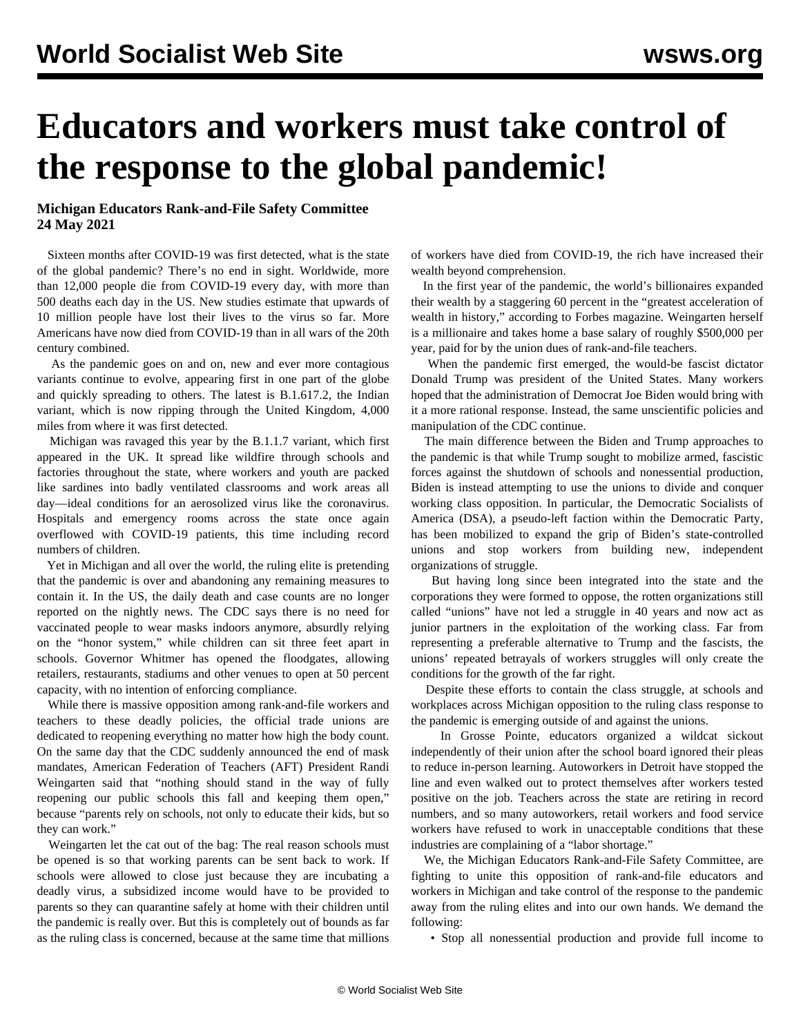# Educators and workers must take control of the response to the global pandemic!

**Michigan Educators Rank-and-File Safety Committee**
**24 May 2021**

Sixteen months after COVID-19 was first detected, what is the state of the global pandemic? There's no end in sight. Worldwide, more than 12,000 people die from COVID-19 every day, with more than 500 deaths each day in the US. New studies estimate that upwards of 10 million people have lost their lives to the virus so far. More Americans have now died from COVID-19 than in all wars of the 20th century combined.

As the pandemic goes on and on, new and ever more contagious variants continue to evolve, appearing first in one part of the globe and quickly spreading to others. The latest is B.1.617.2, the Indian variant, which is now ripping through the United Kingdom, 4,000 miles from where it was first detected.

Michigan was ravaged this year by the B.1.1.7 variant, which first appeared in the UK. It spread like wildfire through schools and factories throughout the state, where workers and youth are packed like sardines into badly ventilated classrooms and work areas all day—ideal conditions for an aerosolized virus like the coronavirus. Hospitals and emergency rooms across the state once again overflowed with COVID-19 patients, this time including record numbers of children.

Yet in Michigan and all over the world, the ruling elite is pretending that the pandemic is over and abandoning any remaining measures to contain it. In the US, the daily death and case counts are no longer reported on the nightly news. The CDC says there is no need for vaccinated people to wear masks indoors anymore, absurdly relying on the "honor system," while children can sit three feet apart in schools. Governor Whitmer has opened the floodgates, allowing retailers, restaurants, stadiums and other venues to open at 50 percent capacity, with no intention of enforcing compliance.

While there is massive opposition among rank-and-file workers and teachers to these deadly policies, the official trade unions are dedicated to reopening everything no matter how high the body count. On the same day that the CDC suddenly announced the end of mask mandates, American Federation of Teachers (AFT) President Randi Weingarten said that "nothing should stand in the way of fully reopening our public schools this fall and keeping them open," because "parents rely on schools, not only to educate their kids, but so they can work."

Weingarten let the cat out of the bag: The real reason schools must be opened is so that working parents can be sent back to work. If schools were allowed to close just because they are incubating a deadly virus, a subsidized income would have to be provided to parents so they can quarantine safely at home with their children until the pandemic is really over. But this is completely out of bounds as far as the ruling class is concerned, because at the same time that millions of workers have died from COVID-19, the rich have increased their wealth beyond comprehension.

In the first year of the pandemic, the world's billionaires expanded their wealth by a staggering 60 percent in the "greatest acceleration of wealth in history," according to Forbes magazine. Weingarten herself is a millionaire and takes home a base salary of roughly $500,000 per year, paid for by the union dues of rank-and-file teachers.

When the pandemic first emerged, the would-be fascist dictator Donald Trump was president of the United States. Many workers hoped that the administration of Democrat Joe Biden would bring with it a more rational response. Instead, the same unscientific policies and manipulation of the CDC continue.

The main difference between the Biden and Trump approaches to the pandemic is that while Trump sought to mobilize armed, fascistic forces against the shutdown of schools and nonessential production, Biden is instead attempting to use the unions to divide and conquer working class opposition. In particular, the Democratic Socialists of America (DSA), a pseudo-left faction within the Democratic Party, has been mobilized to expand the grip of Biden's state-controlled unions and stop workers from building new, independent organizations of struggle.

But having long since been integrated into the state and the corporations they were formed to oppose, the rotten organizations still called "unions" have not led a struggle in 40 years and now act as junior partners in the exploitation of the working class. Far from representing a preferable alternative to Trump and the fascists, the unions' repeated betrayals of workers struggles will only create the conditions for the growth of the far right.

Despite these efforts to contain the class struggle, at schools and workplaces across Michigan opposition to the ruling class response to the pandemic is emerging outside of and against the unions.

In Grosse Pointe, educators organized a wildcat sickout independently of their union after the school board ignored their pleas to reduce in-person learning. Autoworkers in Detroit have stopped the line and even walked out to protect themselves after workers tested positive on the job. Teachers across the state are retiring in record numbers, and so many autoworkers, retail workers and food service workers have refused to work in unacceptable conditions that these industries are complaining of a "labor shortage."

We, the Michigan Educators Rank-and-File Safety Committee, are fighting to unite this opposition of rank-and-file educators and workers in Michigan and take control of the response to the pandemic away from the ruling elites and into our own hands. We demand the following:

- Stop all nonessential production and provide full income to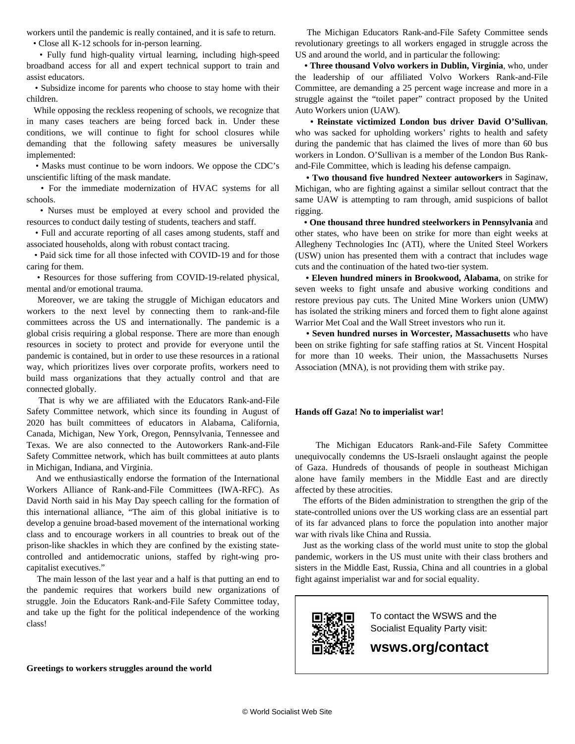workers until the pandemic is really contained, and it is safe to return.

- Close all K-12 schools for in-person learning.
- Fully fund high-quality virtual learning, including high-speed broadband access for all and expert technical support to train and assist educators.
- Subsidize income for parents who choose to stay home with their children.

While opposing the reckless reopening of schools, we recognize that in many cases teachers are being forced back in. Under these conditions, we will continue to fight for school closures while demanding that the following safety measures be universally implemented:

- Masks must continue to be worn indoors. We oppose the CDC's unscientific lifting of the mask mandate.
- For the immediate modernization of HVAC systems for all schools.
- Nurses must be employed at every school and provided the resources to conduct daily testing of students, teachers and staff.
- Full and accurate reporting of all cases among students, staff and associated households, along with robust contact tracing.
- Paid sick time for all those infected with COVID-19 and for those caring for them.
- Resources for those suffering from COVID-19-related physical, mental and/or emotional trauma.

Moreover, we are taking the struggle of Michigan educators and workers to the next level by connecting them to rank-and-file committees across the US and internationally. The pandemic is a global crisis requiring a global response. There are more than enough resources in society to protect and provide for everyone until the pandemic is contained, but in order to use these resources in a rational way, which prioritizes lives over corporate profits, workers need to build mass organizations that they actually control and that are connected globally.

That is why we are affiliated with the Educators Rank-and-File Safety Committee network, which since its founding in August of 2020 has built committees of educators in Alabama, California, Canada, Michigan, New York, Oregon, Pennsylvania, Tennessee and Texas. We are also connected to the Autoworkers Rank-and-File Safety Committee network, which has built committees at auto plants in Michigan, Indiana, and Virginia.

And we enthusiastically endorse the formation of the International Workers Alliance of Rank-and-File Committees (IWA-RFC). As David North said in his May Day speech calling for the formation of this international alliance, "The aim of this global initiative is to develop a genuine broad-based movement of the international working class and to encourage workers in all countries to break out of the prison-like shackles in which they are confined by the existing state-controlled and antidemocratic unions, staffed by right-wing pro-capitalist executives."

The main lesson of the last year and a half is that putting an end to the pandemic requires that workers build new organizations of struggle. Join the Educators Rank-and-File Safety Committee today, and take up the fight for the political independence of the working class!

**Greetings to workers struggles around the world**

The Michigan Educators Rank-and-File Safety Committee sends revolutionary greetings to all workers engaged in struggle across the US and around the world, and in particular the following:

- **Three thousand Volvo workers in Dublin, Virginia**, who, under the leadership of our affiliated Volvo Workers Rank-and-File Committee, are demanding a 25 percent wage increase and more in a struggle against the "toilet paper" contract proposed by the United Auto Workers union (UAW).
- **Reinstate victimized London bus driver David O'Sullivan**, who was sacked for upholding workers' rights to health and safety during the pandemic that has claimed the lives of more than 60 bus workers in London. O'Sullivan is a member of the London Bus Rank-and-File Committee, which is leading his defense campaign.
- **Two thousand five hundred Nexteer autoworkers** in Saginaw, Michigan, who are fighting against a similar sellout contract that the same UAW is attempting to ram through, amid suspicions of ballot rigging.
- **One thousand three hundred steelworkers in Pennsylvania** and other states, who have been on strike for more than eight weeks at Allegheny Technologies Inc (ATI), where the United Steel Workers (USW) union has presented them with a contract that includes wage cuts and the continuation of the hated two-tier system.
- **Eleven hundred miners in Brookwood, Alabama**, on strike for seven weeks to fight unsafe and abusive working conditions and restore previous pay cuts. The United Mine Workers union (UMW) has isolated the striking miners and forced them to fight alone against Warrior Met Coal and the Wall Street investors who run it.
- **Seven hundred nurses in Worcester, Massachusetts** who have been on strike fighting for safe staffing ratios at St. Vincent Hospital for more than 10 weeks. Their union, the Massachusetts Nurses Association (MNA), is not providing them with strike pay.

**Hands off Gaza! No to imperialist war!**

The Michigan Educators Rank-and-File Safety Committee unequivocally condemns the US-Israeli onslaught against the people of Gaza. Hundreds of thousands of people in southeast Michigan alone have family members in the Middle East and are directly affected by these atrocities.

The efforts of the Biden administration to strengthen the grip of the state-controlled unions over the US working class are an essential part of its far advanced plans to force the population into another major war with rivals like China and Russia.

Just as the working class of the world must unite to stop the global pandemic, workers in the US must unite with their class brothers and sisters in the Middle East, Russia, China and all countries in a global fight against imperialist war and for social equality.

To contact the WSWS and the Socialist Equality Party visit:

**wsws.org/contact**